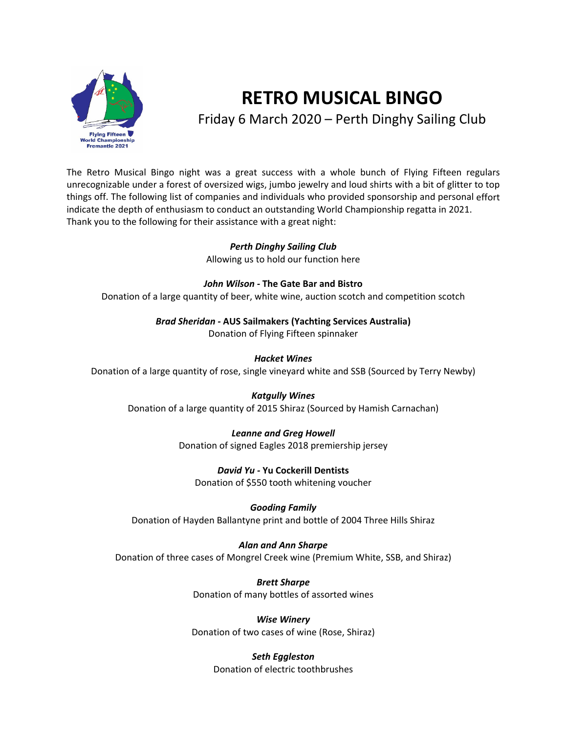# RETRO MUSICAL BINGO

Friday 6 March 2020 – Perth Dinghy Sailing Club

The Retro Musical Bingo night was a great success with a whole bunch of Flying Fifteen regulars unrecognizable under a forest of oversized wigs, jumbo jewelry and loud shirts with a bit of glitter to top things off. The following list of companies and individuals who provided sponsorship and personal effort indicate the depth of enthusiasm to conduct an outstanding World Championship regatta in 2021. Thank you to the following for their assistance with a great night:

***Perth Dinghy Sailing Club***
Allowing us to hold our function here

***John Wilson* - The Gate Bar and Bistro**
Donation of a large quantity of beer, white wine, auction scotch and competition scotch

***Brad Sheridan* - AUS Sailmakers (Yachting Services Australia)**
Donation of Flying Fifteen spinnaker

***Hacket Wines***
Donation of a large quantity of rose, single vineyard white and SSB (Sourced by Terry Newby)

***Katgully Wines***
Donation of a large quantity of 2015 Shiraz (Sourced by Hamish Carnachan)

***Leanne and Greg Howell***
Donation of signed Eagles 2018 premiership jersey

***David Yu* - Yu Cockerill Dentists**
Donation of $550 tooth whitening voucher

***Gooding Family***
Donation of Hayden Ballantyne print and bottle of 2004 Three Hills Shiraz

***Alan and Ann Sharpe***
Donation of three cases of Mongrel Creek wine (Premium White, SSB, and Shiraz)

***Brett Sharpe***
Donation of many bottles of assorted wines

***Wise Winery***
Donation of two cases of wine (Rose, Shiraz)

***Seth Eggleston***
Donation of electric toothbrushes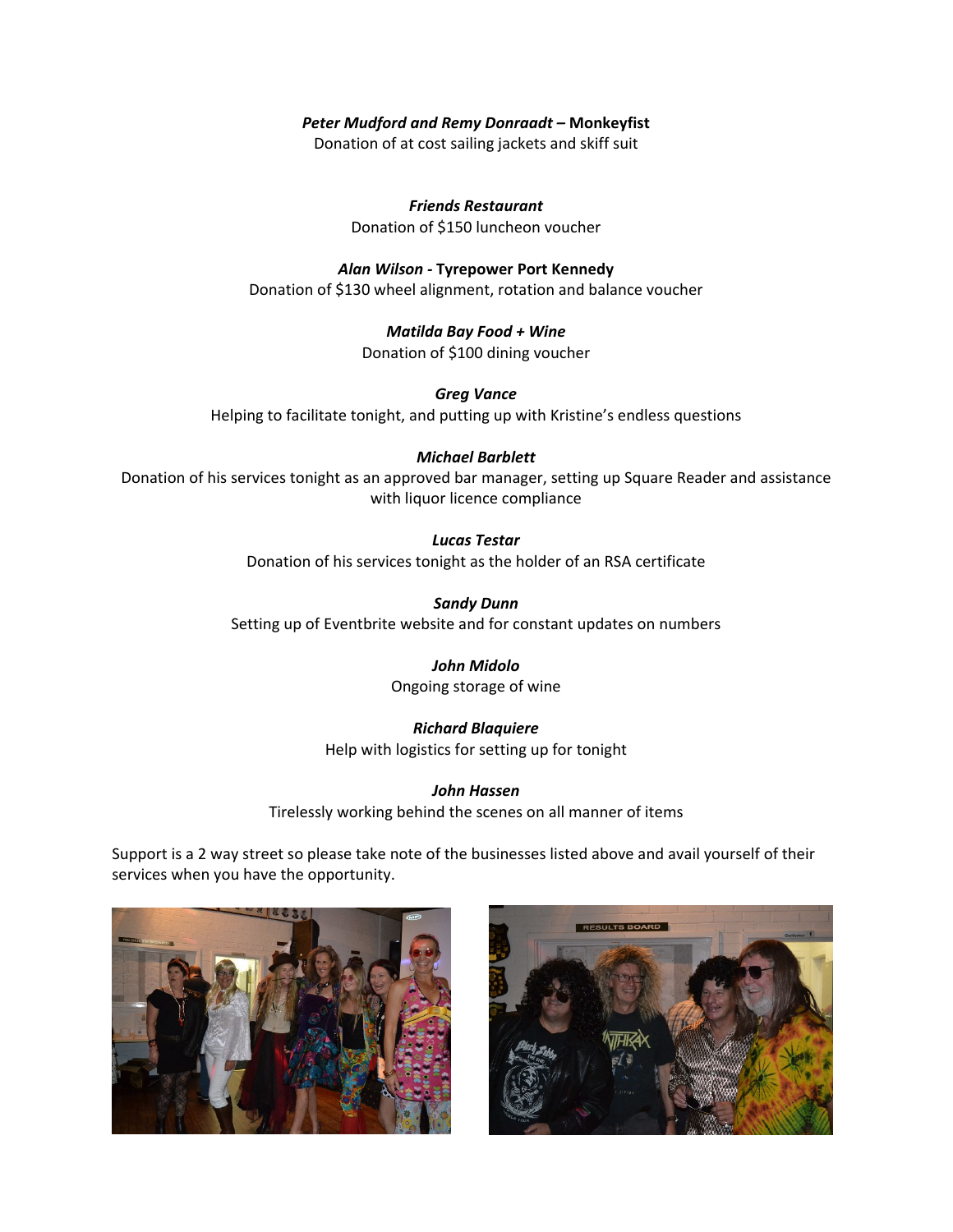***Peter Mudford and Remy Donraadt* – Monkeyfist**
Donation of at cost sailing jackets and skiff suit

***Friends Restaurant***
Donation of $150 luncheon voucher

***Alan Wilson* - Tyrepower Port Kennedy**
Donation of $130 wheel alignment, rotation and balance voucher

***Matilda Bay Food + Wine***
Donation of $100 dining voucher

***Greg Vance***
Helping to facilitate tonight, and putting up with Kristine's endless questions

***Michael Barblett***
Donation of his services tonight as an approved bar manager, setting up Square Reader and assistance with liquor licence compliance

***Lucas Testar***
Donation of his services tonight as the holder of an RSA certificate

***Sandy Dunn***
Setting up of Eventbrite website and for constant updates on numbers

***John Midolo***
Ongoing storage of wine

***Richard Blaquiere***
Help with logistics for setting up for tonight

***John Hassen***
Tirelessly working behind the scenes on all manner of items

Support is a 2 way street so please take note of the businesses listed above and avail yourself of their services when you have the opportunity.